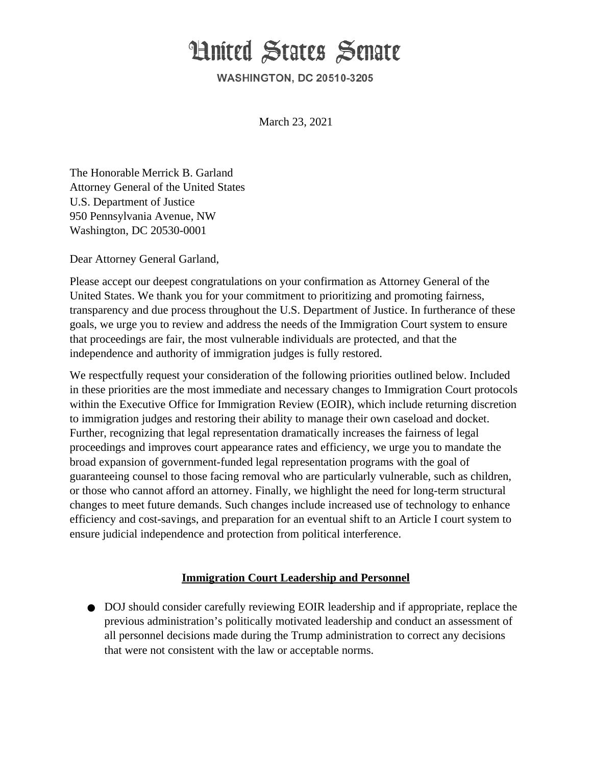# United States Senate

**WASHINGTON, DC 20510-3205**

March 23, 2021

The Honorable Merrick B. Garland
Attorney General of the United States
U.S. Department of Justice
950 Pennsylvania Avenue, NW
Washington, DC 20530-0001

Dear Attorney General Garland,

Please accept our deepest congratulations on your confirmation as Attorney General of the United States. We thank you for your commitment to prioritizing and promoting fairness, transparency and due process throughout the U.S. Department of Justice. In furtherance of these goals, we urge you to review and address the needs of the Immigration Court system to ensure that proceedings are fair, the most vulnerable individuals are protected, and that the independence and authority of immigration judges is fully restored.

We respectfully request your consideration of the following priorities outlined below. Included in these priorities are the most immediate and necessary changes to Immigration Court protocols within the Executive Office for Immigration Review (EOIR), which include returning discretion to immigration judges and restoring their ability to manage their own caseload and docket. Further, recognizing that legal representation dramatically increases the fairness of legal proceedings and improves court appearance rates and efficiency, we urge you to mandate the broad expansion of government-funded legal representation programs with the goal of guaranteeing counsel to those facing removal who are particularly vulnerable, such as children, or those who cannot afford an attorney. Finally, we highlight the need for long-term structural changes to meet future demands. Such changes include increased use of technology to enhance efficiency and cost-savings, and preparation for an eventual shift to an Article I court system to ensure judicial independence and protection from political interference.

## **Immigration Court Leadership and Personnel**

- DOJ should consider carefully reviewing EOIR leadership and if appropriate, replace the previous administration's politically motivated leadership and conduct an assessment of all personnel decisions made during the Trump administration to correct any decisions that were not consistent with the law or acceptable norms.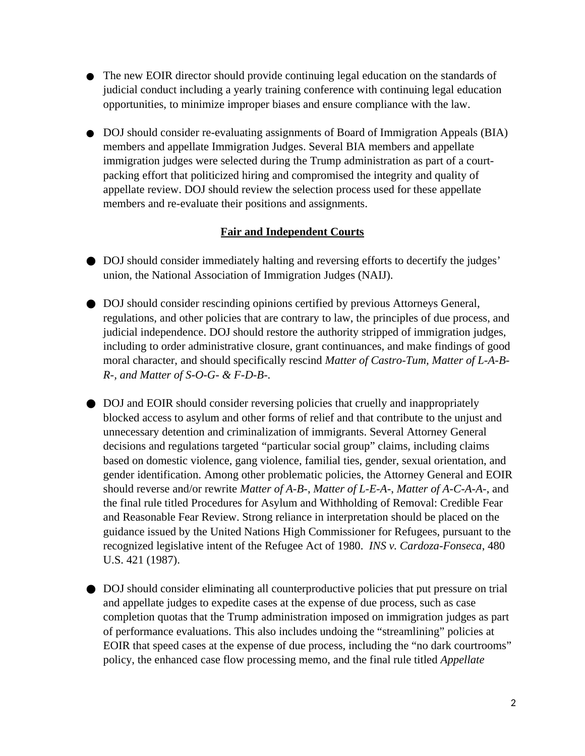- The new EOIR director should provide continuing legal education on the standards of judicial conduct including a yearly training conference with continuing legal education opportunities, to minimize improper biases and ensure compliance with the law.

- DOJ should consider re-evaluating assignments of Board of Immigration Appeals (BIA) members and appellate Immigration Judges. Several BIA members and appellate immigration judges were selected during the Trump administration as part of a court-packing effort that politicized hiring and compromised the integrity and quality of appellate review. DOJ should review the selection process used for these appellate members and re-evaluate their positions and assignments.

## **Fair and Independent Courts**

- DOJ should consider immediately halting and reversing efforts to decertify the judges' union, the National Association of Immigration Judges (NAIJ).

- DOJ should consider rescinding opinions certified by previous Attorneys General, regulations, and other policies that are contrary to law, the principles of due process, and judicial independence. DOJ should restore the authority stripped of immigration judges, including to order administrative closure, grant continuances, and make findings of good moral character, and should specifically rescind *Matter of Castro-Tum, Matter of L-A-B-R-, and Matter of S-O-G- & F-D-B-.*

- DOJ and EOIR should consider reversing policies that cruelly and inappropriately blocked access to asylum and other forms of relief and that contribute to the unjust and unnecessary detention and criminalization of immigrants. Several Attorney General decisions and regulations targeted "particular social group" claims, including claims based on domestic violence, gang violence, familial ties, gender, sexual orientation, and gender identification. Among other problematic policies, the Attorney General and EOIR should reverse and/or rewrite *Matter of A-B-*, *Matter of L-E-A-*, *Matter of A-C-A-A-*, and the final rule titled Procedures for Asylum and Withholding of Removal: Credible Fear and Reasonable Fear Review. Strong reliance in interpretation should be placed on the guidance issued by the United Nations High Commissioner for Refugees, pursuant to the recognized legislative intent of the Refugee Act of 1980. *INS v. Cardoza-Fonseca*, 480 U.S. 421 (1987).

- DOJ should consider eliminating all counterproductive policies that put pressure on trial and appellate judges to expedite cases at the expense of due process, such as case completion quotas that the Trump administration imposed on immigration judges as part of performance evaluations. This also includes undoing the "streamlining" policies at EOIR that speed cases at the expense of due process, including the "no dark courtrooms" policy, the enhanced case flow processing memo, and the final rule titled *Appellate*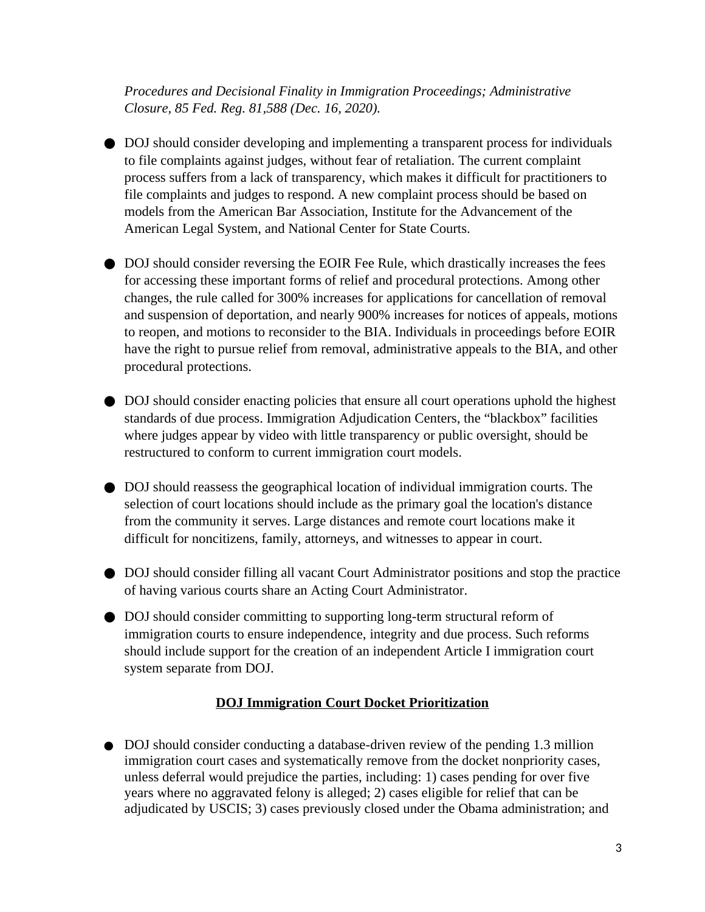*Procedures and Decisional Finality in Immigration Proceedings; Administrative Closure, 85 Fed. Reg. 81,588 (Dec. 16, 2020).*

- DOJ should consider developing and implementing a transparent process for individuals to file complaints against judges, without fear of retaliation. The current complaint process suffers from a lack of transparency, which makes it difficult for practitioners to file complaints and judges to respond. A new complaint process should be based on models from the American Bar Association, Institute for the Advancement of the American Legal System, and National Center for State Courts.

- DOJ should consider reversing the EOIR Fee Rule, which drastically increases the fees for accessing these important forms of relief and procedural protections. Among other changes, the rule called for 300% increases for applications for cancellation of removal and suspension of deportation, and nearly 900% increases for notices of appeals, motions to reopen, and motions to reconsider to the BIA. Individuals in proceedings before EOIR have the right to pursue relief from removal, administrative appeals to the BIA, and other procedural protections.

- DOJ should consider enacting policies that ensure all court operations uphold the highest standards of due process. Immigration Adjudication Centers, the "blackbox" facilities where judges appear by video with little transparency or public oversight, should be restructured to conform to current immigration court models.

- DOJ should reassess the geographical location of individual immigration courts. The selection of court locations should include as the primary goal the location's distance from the community it serves. Large distances and remote court locations make it difficult for noncitizens, family, attorneys, and witnesses to appear in court.

- DOJ should consider filling all vacant Court Administrator positions and stop the practice of having various courts share an Acting Court Administrator.

- DOJ should consider committing to supporting long-term structural reform of immigration courts to ensure independence, integrity and due process. Such reforms should include support for the creation of an independent Article I immigration court system separate from DOJ.

## DOJ Immigration Court Docket Prioritization

- DOJ should consider conducting a database-driven review of the pending 1.3 million immigration court cases and systematically remove from the docket nonpriority cases, unless deferral would prejudice the parties, including: 1) cases pending for over five years where no aggravated felony is alleged; 2) cases eligible for relief that can be adjudicated by USCIS; 3) cases previously closed under the Obama administration; and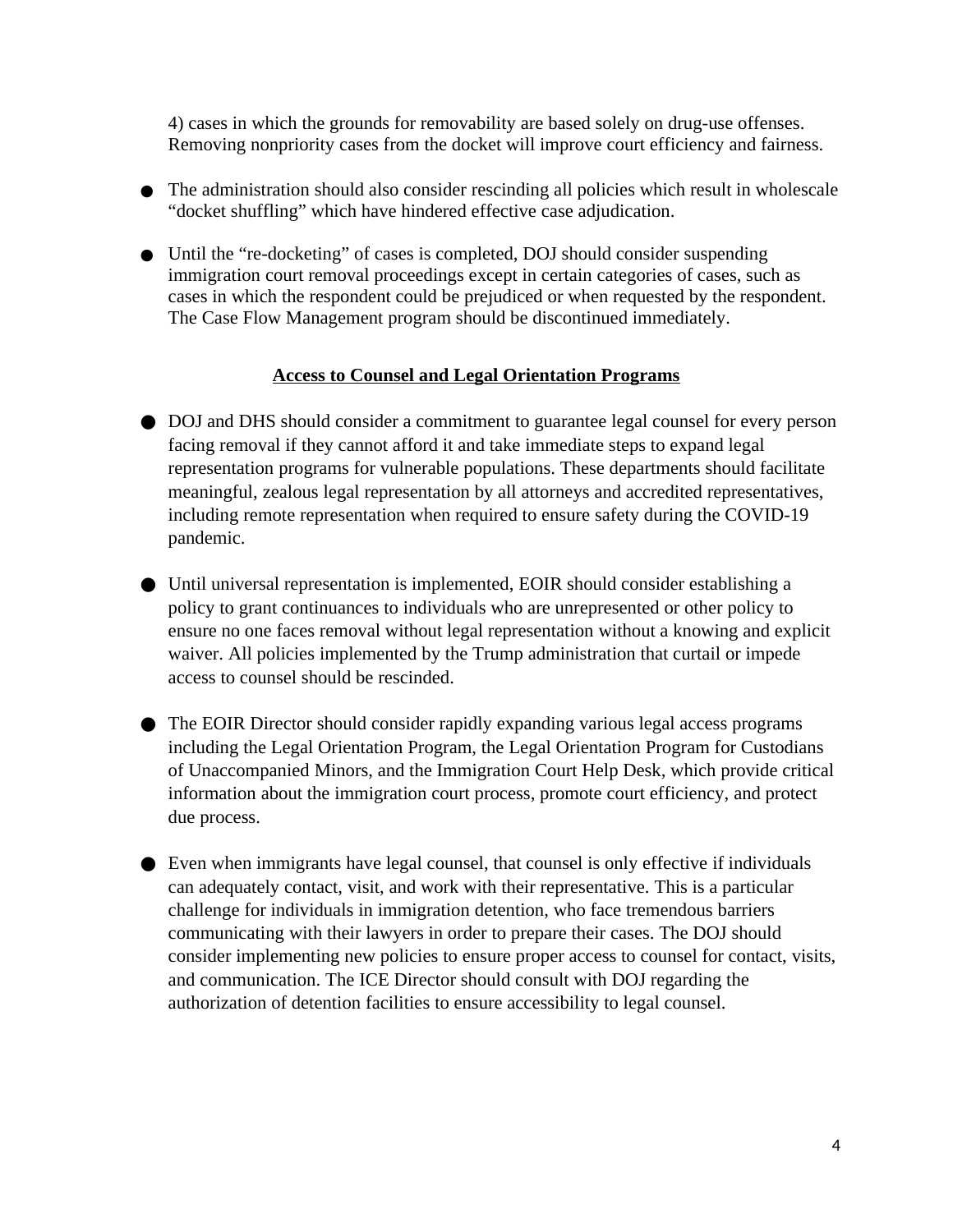4) cases in which the grounds for removability are based solely on drug-use offenses. Removing nonpriority cases from the docket will improve court efficiency and fairness.

- The administration should also consider rescinding all policies which result in wholescale "docket shuffling" which have hindered effective case adjudication.

- Until the "re-docketing" of cases is completed, DOJ should consider suspending immigration court removal proceedings except in certain categories of cases, such as cases in which the respondent could be prejudiced or when requested by the respondent. The Case Flow Management program should be discontinued immediately.

## Access to Counsel and Legal Orientation Programs

- DOJ and DHS should consider a commitment to guarantee legal counsel for every person facing removal if they cannot afford it and take immediate steps to expand legal representation programs for vulnerable populations. These departments should facilitate meaningful, zealous legal representation by all attorneys and accredited representatives, including remote representation when required to ensure safety during the COVID-19 pandemic.

- Until universal representation is implemented, EOIR should consider establishing a policy to grant continuances to individuals who are unrepresented or other policy to ensure no one faces removal without legal representation without a knowing and explicit waiver. All policies implemented by the Trump administration that curtail or impede access to counsel should be rescinded.

- The EOIR Director should consider rapidly expanding various legal access programs including the Legal Orientation Program, the Legal Orientation Program for Custodians of Unaccompanied Minors, and the Immigration Court Help Desk, which provide critical information about the immigration court process, promote court efficiency, and protect due process.

- Even when immigrants have legal counsel, that counsel is only effective if individuals can adequately contact, visit, and work with their representative. This is a particular challenge for individuals in immigration detention, who face tremendous barriers communicating with their lawyers in order to prepare their cases. The DOJ should consider implementing new policies to ensure proper access to counsel for contact, visits, and communication. The ICE Director should consult with DOJ regarding the authorization of detention facilities to ensure accessibility to legal counsel.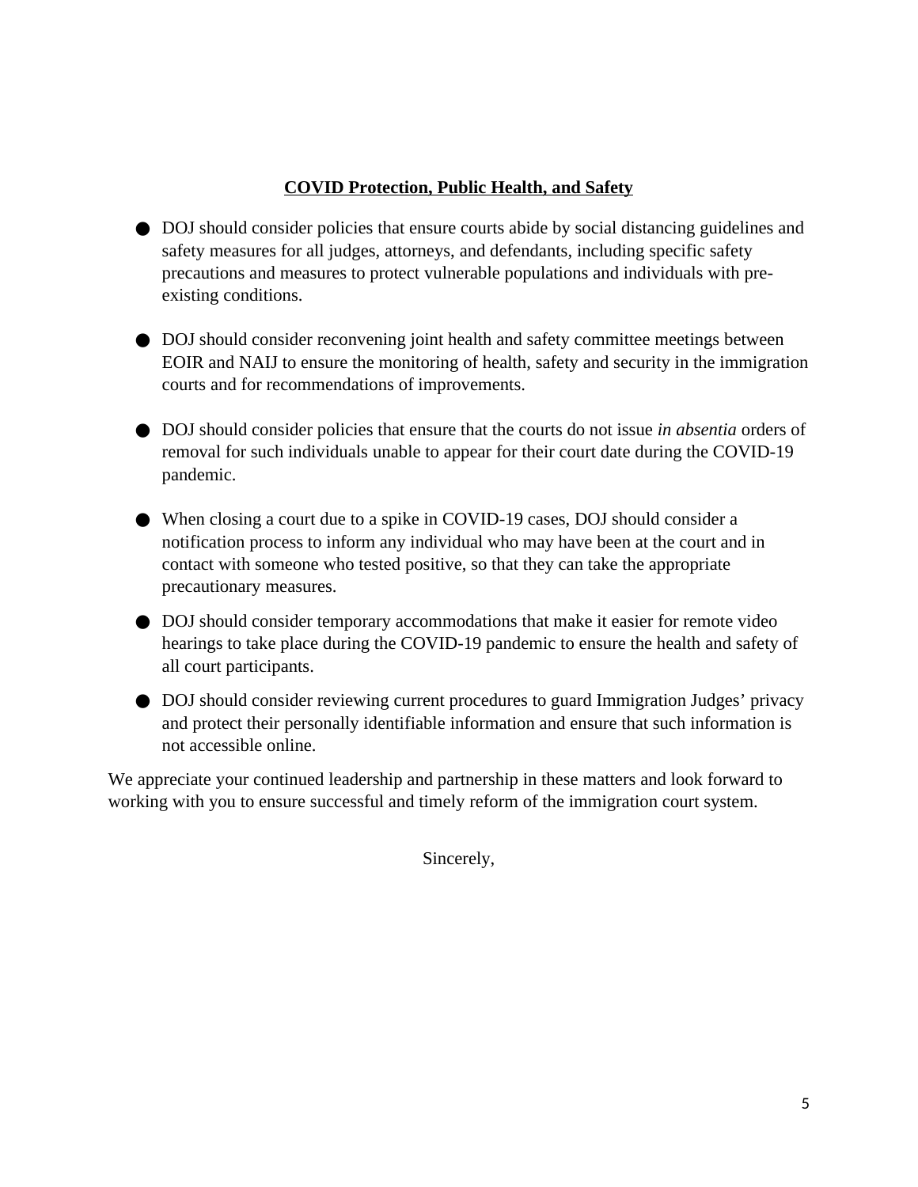**COVID Protection, Public Health, and Safety**

- DOJ should consider policies that ensure courts abide by social distancing guidelines and safety measures for all judges, attorneys, and defendants, including specific safety precautions and measures to protect vulnerable populations and individuals with pre-existing conditions.

- DOJ should consider reconvening joint health and safety committee meetings between EOIR and NAIJ to ensure the monitoring of health, safety and security in the immigration courts and for recommendations of improvements.

- DOJ should consider policies that ensure that the courts do not issue *in absentia* orders of removal for such individuals unable to appear for their court date during the COVID-19 pandemic.

- When closing a court due to a spike in COVID-19 cases, DOJ should consider a notification process to inform any individual who may have been at the court and in contact with someone who tested positive, so that they can take the appropriate precautionary measures.

- DOJ should consider temporary accommodations that make it easier for remote video hearings to take place during the COVID-19 pandemic to ensure the health and safety of all court participants.

- DOJ should consider reviewing current procedures to guard Immigration Judges' privacy and protect their personally identifiable information and ensure that such information is not accessible online.

We appreciate your continued leadership and partnership in these matters and look forward to working with you to ensure successful and timely reform of the immigration court system.

Sincerely,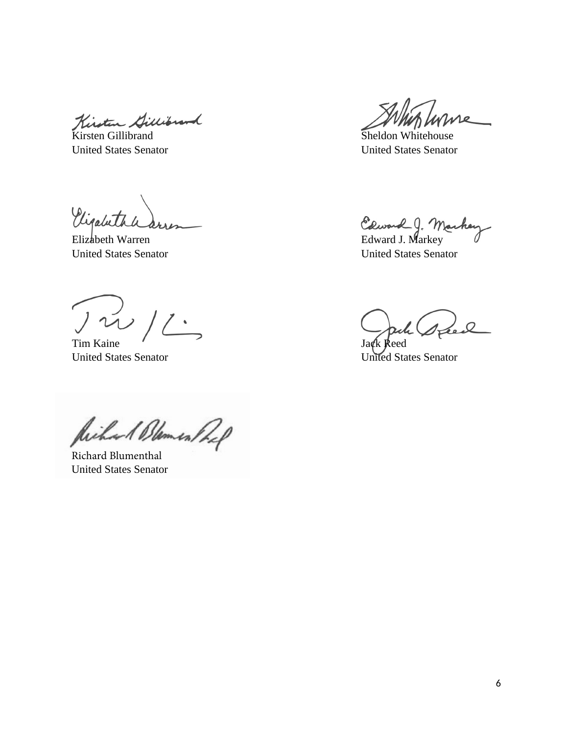Kirsten Gillibrand
United States Senator

Sheldon Whitehouse
United States Senator

Elizabeth Warren
United States Senator

Edward J. Markey
United States Senator

Tim Kaine
United States Senator

Jack Reed
United States Senator

Richard Blumenthal
United States Senator